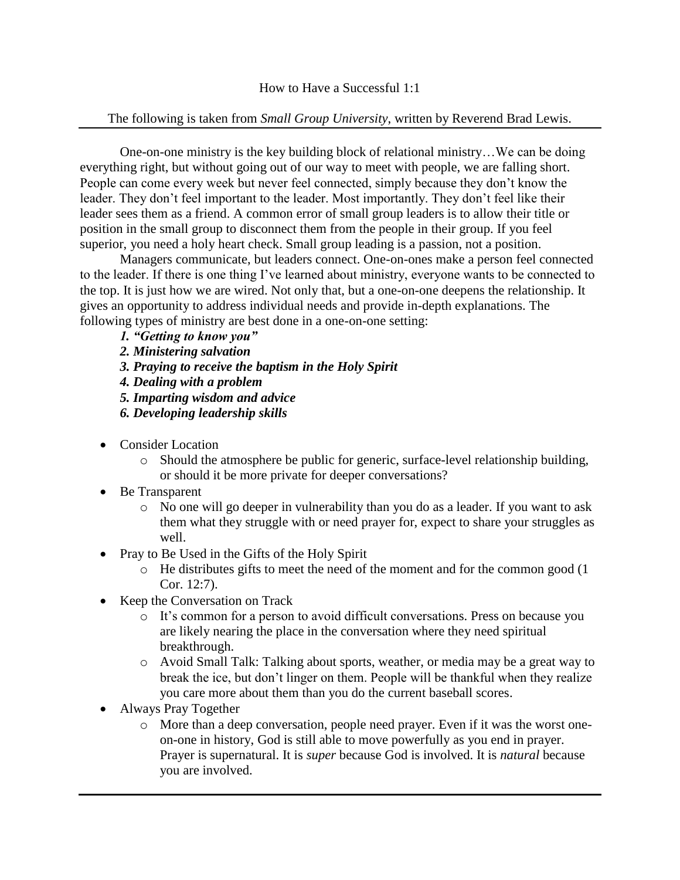# How to Have a Successful 1:1

The following is taken from *Small Group University*, written by Reverend Brad Lewis.

---

One-on-one ministry is the key building block of relational ministry…We can be doing everything right, but without going out of our way to meet with people, we are falling short. People can come every week but never feel connected, simply because they don't know the leader. They don't feel important to the leader. Most importantly. They don't feel like their leader sees them as a friend. A common error of small group leaders is to allow their title or position in the small group to disconnect them from the people in their group. If you feel superior, you need a holy heart check. Small group leading is a passion, not a position.

Managers communicate, but leaders connect. One-on-ones make a person feel connected to the leader. If there is one thing I've learned about ministry, everyone wants to be connected to the top. It is just how we are wired. Not only that, but a one-on-one deepens the relationship. It gives an opportunity to address individual needs and provide in-depth explanations. The following types of ministry are best done in a one-on-one setting:

1. ***"Getting to know you"***
2. ***Ministering salvation***
3. ***Praying to receive the baptism in the Holy Spirit***
4. ***Dealing with a problem***
5. ***Imparting wisdom and advice***
6. ***Developing leadership skills***

- Consider Location
  - Should the atmosphere be public for generic, surface-level relationship building, or should it be more private for deeper conversations?
- Be Transparent
  - No one will go deeper in vulnerability than you do as a leader. If you want to ask them what they struggle with or need prayer for, expect to share your struggles as well.
- Pray to Be Used in the Gifts of the Holy Spirit
  - He distributes gifts to meet the need of the moment and for the common good (1 Cor. 12:7).
- Keep the Conversation on Track
  - It's common for a person to avoid difficult conversations. Press on because you are likely nearing the place in the conversation where they need spiritual breakthrough.
  - Avoid Small Talk: Talking about sports, weather, or media may be a great way to break the ice, but don't linger on them. People will be thankful when they realize you care more about them than you do the current baseball scores.
- Always Pray Together
  - More than a deep conversation, people need prayer. Even if it was the worst one-on-one in history, God is still able to move powerfully as you end in prayer. Prayer is supernatural. It is *super* because God is involved. It is *natural* because you are involved.

---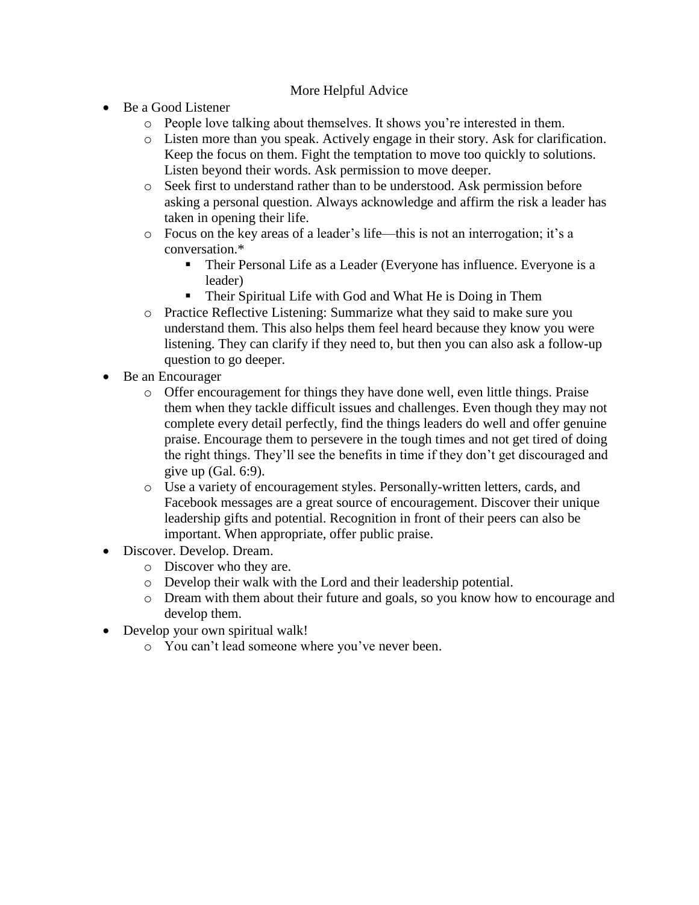## More Helpful Advice

- Be a Good Listener
  - People love talking about themselves. It shows you're interested in them.
  - Listen more than you speak. Actively engage in their story. Ask for clarification. Keep the focus on them. Fight the temptation to move too quickly to solutions. Listen beyond their words. Ask permission to move deeper.
  - Seek first to understand rather than to be understood. Ask permission before asking a personal question. Always acknowledge and affirm the risk a leader has taken in opening their life.
  - Focus on the key areas of a leader's life—this is not an interrogation; it's a conversation.*
    - Their Personal Life as a Leader (Everyone has influence. Everyone is a leader)
    - Their Spiritual Life with God and What He is Doing in Them
  - Practice Reflective Listening: Summarize what they said to make sure you understand them. This also helps them feel heard because they know you were listening. They can clarify if they need to, but then you can also ask a follow-up question to go deeper.
- Be an Encourager
  - Offer encouragement for things they have done well, even little things. Praise them when they tackle difficult issues and challenges. Even though they may not complete every detail perfectly, find the things leaders do well and offer genuine praise. Encourage them to persevere in the tough times and not get tired of doing the right things. They'll see the benefits in time if they don't get discouraged and give up (Gal. 6:9).
  - Use a variety of encouragement styles. Personally-written letters, cards, and Facebook messages are a great source of encouragement. Discover their unique leadership gifts and potential. Recognition in front of their peers can also be important. When appropriate, offer public praise.
- Discover. Develop. Dream.
  - Discover who they are.
  - Develop their walk with the Lord and their leadership potential.
  - Dream with them about their future and goals, so you know how to encourage and develop them.
- Develop your own spiritual walk!
  - You can't lead someone where you've never been.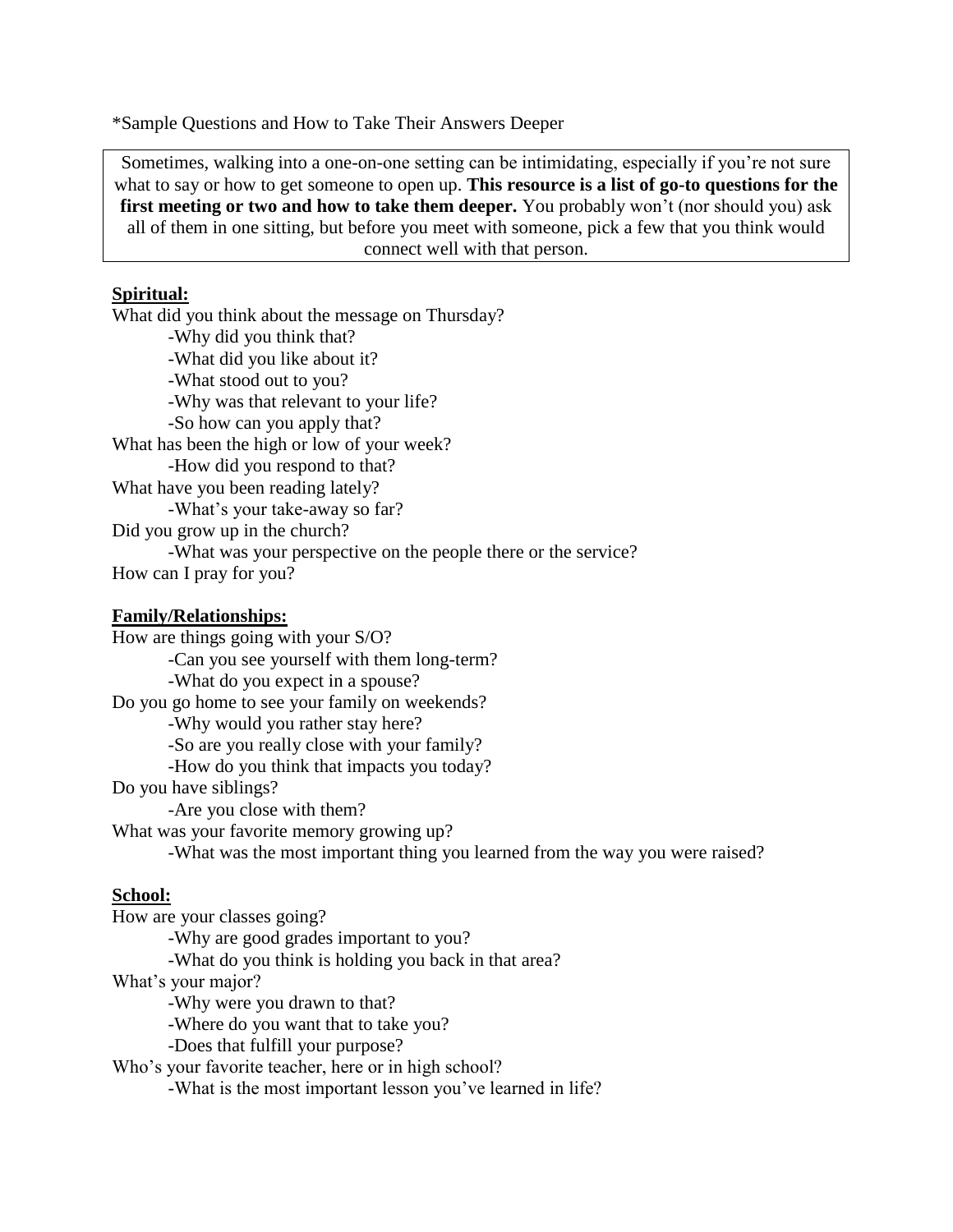*Sample Questions and How to Take Their Answers Deeper

> Sometimes, walking into a one-on-one setting can be intimidating, especially if you're not sure what to say or how to get someone to open up. **This resource is a list of go-to questions for the first meeting or two and how to take them deeper.** You probably won't (nor should you) ask all of them in one sitting, but before you meet with someone, pick a few that you think would connect well with that person.

**Spiritual:**

What did you think about the message on Thursday?
- -Why did you think that?
- -What did you like about it?
- -What stood out to you?
- -Why was that relevant to your life?
- -So how can you apply that?

What has been the high or low of your week?
- -How did you respond to that?

What have you been reading lately?
- -What's your take-away so far?

Did you grow up in the church?
- -What was your perspective on the people there or the service?

How can I pray for you?

**Family/Relationships:**

How are things going with your S/O?
- -Can you see yourself with them long-term?
- -What do you expect in a spouse?

Do you go home to see your family on weekends?
- -Why would you rather stay here?
- -So are you really close with your family?
- -How do you think that impacts you today?

Do you have siblings?
- -Are you close with them?

What was your favorite memory growing up?
- -What was the most important thing you learned from the way you were raised?

**School:**

How are your classes going?
- -Why are good grades important to you?
- -What do you think is holding you back in that area?

What's your major?
- -Why were you drawn to that?
- -Where do you want that to take you?
- -Does that fulfill your purpose?

Who's your favorite teacher, here or in high school?
- -What is the most important lesson you've learned in life?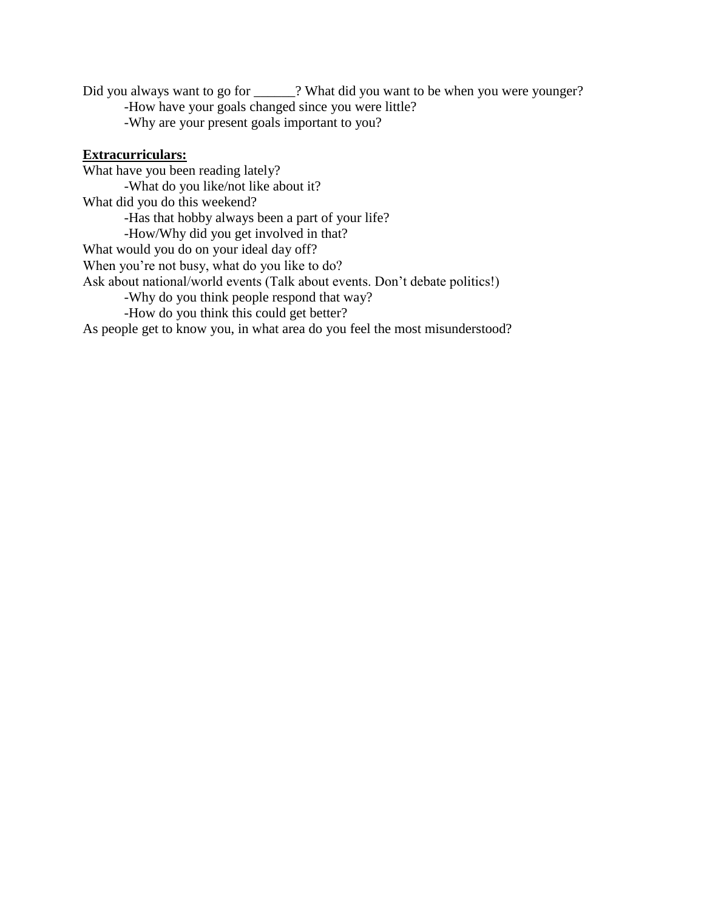Did you always want to go for ______? What did you want to be when you were younger?

- How have your goals changed since you were little?
- Why are your present goals important to you?

**<u>Extracurriculars:</u>**

What have you been reading lately?

- What do you like/not like about it?

What did you do this weekend?

- Has that hobby always been a part of your life?
- How/Why did you get involved in that?

What would you do on your ideal day off?

When you're not busy, what do you like to do?

Ask about national/world events (Talk about events. Don't debate politics!)

- Why do you think people respond that way?
- How do you think this could get better?

As people get to know you, in what area do you feel the most misunderstood?